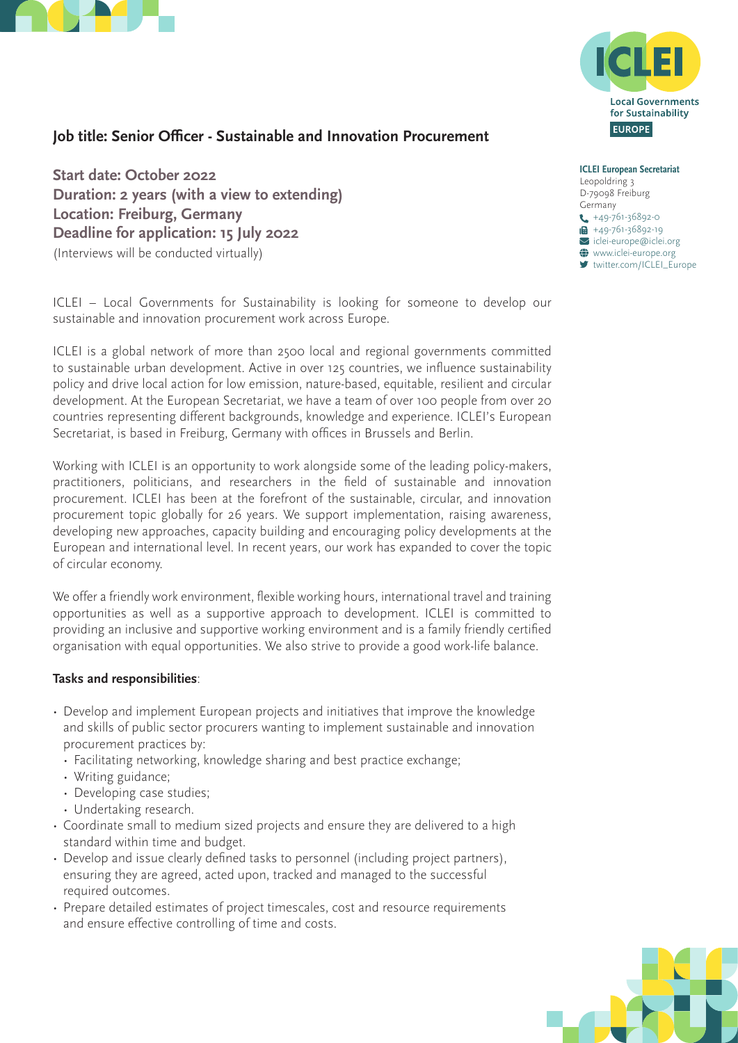ICLEI Local Governments for Sustainability EUROPE

**ICLEI European Secretariat**
Leopoldring 3
D-79098 Freiburg
Germany
+49-761-36892-0
+49-761-36892-19
iclei-europe@iclei.org
www.iclei-europe.org
twitter.com/ICLEI_Europe

## Job title: Senior Officer - Sustainable and Innovation Procurement

**Start date: October 2022**
**Duration: 2 years (with a view to extending)**
**Location: Freiburg, Germany**
**Deadline for application: 15 July 2022**
(Interviews will be conducted virtually)

ICLEI – Local Governments for Sustainability is looking for someone to develop our sustainable and innovation procurement work across Europe.

ICLEI is a global network of more than 2500 local and regional governments committed to sustainable urban development. Active in over 125 countries, we influence sustainability policy and drive local action for low emission, nature-based, equitable, resilient and circular development. At the European Secretariat, we have a team of over 100 people from over 20 countries representing different backgrounds, knowledge and experience. ICLEI's European Secretariat, is based in Freiburg, Germany with offices in Brussels and Berlin.

Working with ICLEI is an opportunity to work alongside some of the leading policy-makers, practitioners, politicians, and researchers in the field of sustainable and innovation procurement. ICLEI has been at the forefront of the sustainable, circular, and innovation procurement topic globally for 26 years. We support implementation, raising awareness, developing new approaches, capacity building and encouraging policy developments at the European and international level. In recent years, our work has expanded to cover the topic of circular economy.

We offer a friendly work environment, flexible working hours, international travel and training opportunities as well as a supportive approach to development. ICLEI is committed to providing an inclusive and supportive working environment and is a family friendly certified organisation with equal opportunities. We also strive to provide a good work-life balance.

**Tasks and responsibilities**:

- Develop and implement European projects and initiatives that improve the knowledge and skills of public sector procurers wanting to implement sustainable and innovation procurement practices by:
  - Facilitating networking, knowledge sharing and best practice exchange;
  - Writing guidance;
  - Developing case studies;
  - Undertaking research.
- Coordinate small to medium sized projects and ensure they are delivered to a high standard within time and budget.
- Develop and issue clearly defined tasks to personnel (including project partners), ensuring they are agreed, acted upon, tracked and managed to the successful required outcomes.
- Prepare detailed estimates of project timescales, cost and resource requirements and ensure effective controlling of time and costs.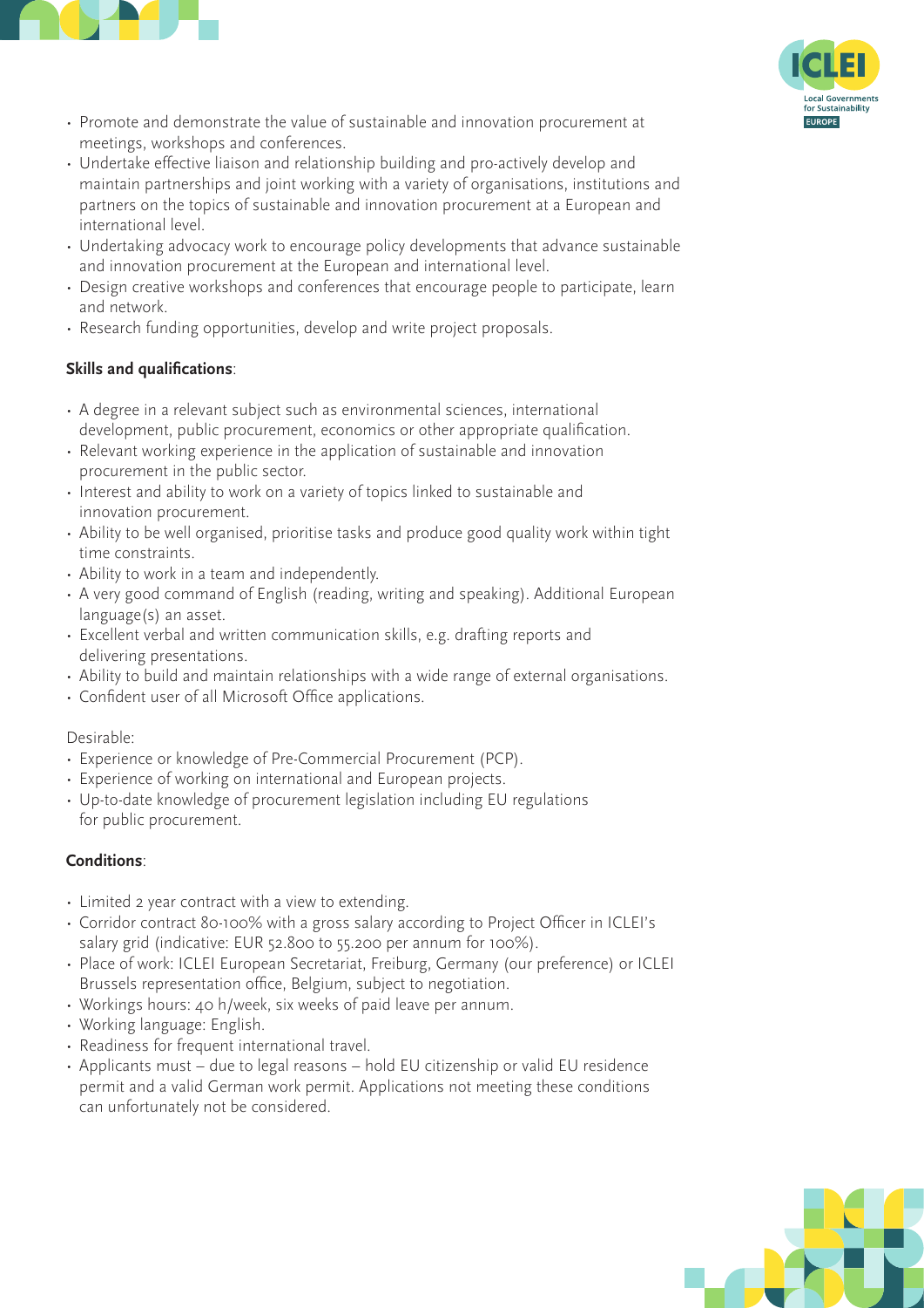- Promote and demonstrate the value of sustainable and innovation procurement at meetings, workshops and conferences.
- Undertake effective liaison and relationship building and pro-actively develop and maintain partnerships and joint working with a variety of organisations, institutions and partners on the topics of sustainable and innovation procurement at a European and international level.
- Undertaking advocacy work to encourage policy developments that advance sustainable and innovation procurement at the European and international level.
- Design creative workshops and conferences that encourage people to participate, learn and network.
- Research funding opportunities, develop and write project proposals.

**Skills and qualifications**:

- A degree in a relevant subject such as environmental sciences, international development, public procurement, economics or other appropriate qualification.
- Relevant working experience in the application of sustainable and innovation procurement in the public sector.
- Interest and ability to work on a variety of topics linked to sustainable and innovation procurement.
- Ability to be well organised, prioritise tasks and produce good quality work within tight time constraints.
- Ability to work in a team and independently.
- A very good command of English (reading, writing and speaking). Additional European language(s) an asset.
- Excellent verbal and written communication skills, e.g. drafting reports and delivering presentations.
- Ability to build and maintain relationships with a wide range of external organisations.
- Confident user of all Microsoft Office applications.

Desirable:

- Experience or knowledge of Pre-Commercial Procurement (PCP).
- Experience of working on international and European projects.
- Up-to-date knowledge of procurement legislation including EU regulations for public procurement.

**Conditions**:

- Limited 2 year contract with a view to extending.
- Corridor contract 80-100% with a gross salary according to Project Officer in ICLEI's salary grid (indicative: EUR 52.800 to 55.200 per annum for 100%).
- Place of work: ICLEI European Secretariat, Freiburg, Germany (our preference) or ICLEI Brussels representation office, Belgium, subject to negotiation.
- Workings hours: 40 h/week, six weeks of paid leave per annum.
- Working language: English.
- Readiness for frequent international travel.
- Applicants must – due to legal reasons – hold EU citizenship or valid EU residence permit and a valid German work permit. Applications not meeting these conditions can unfortunately not be considered.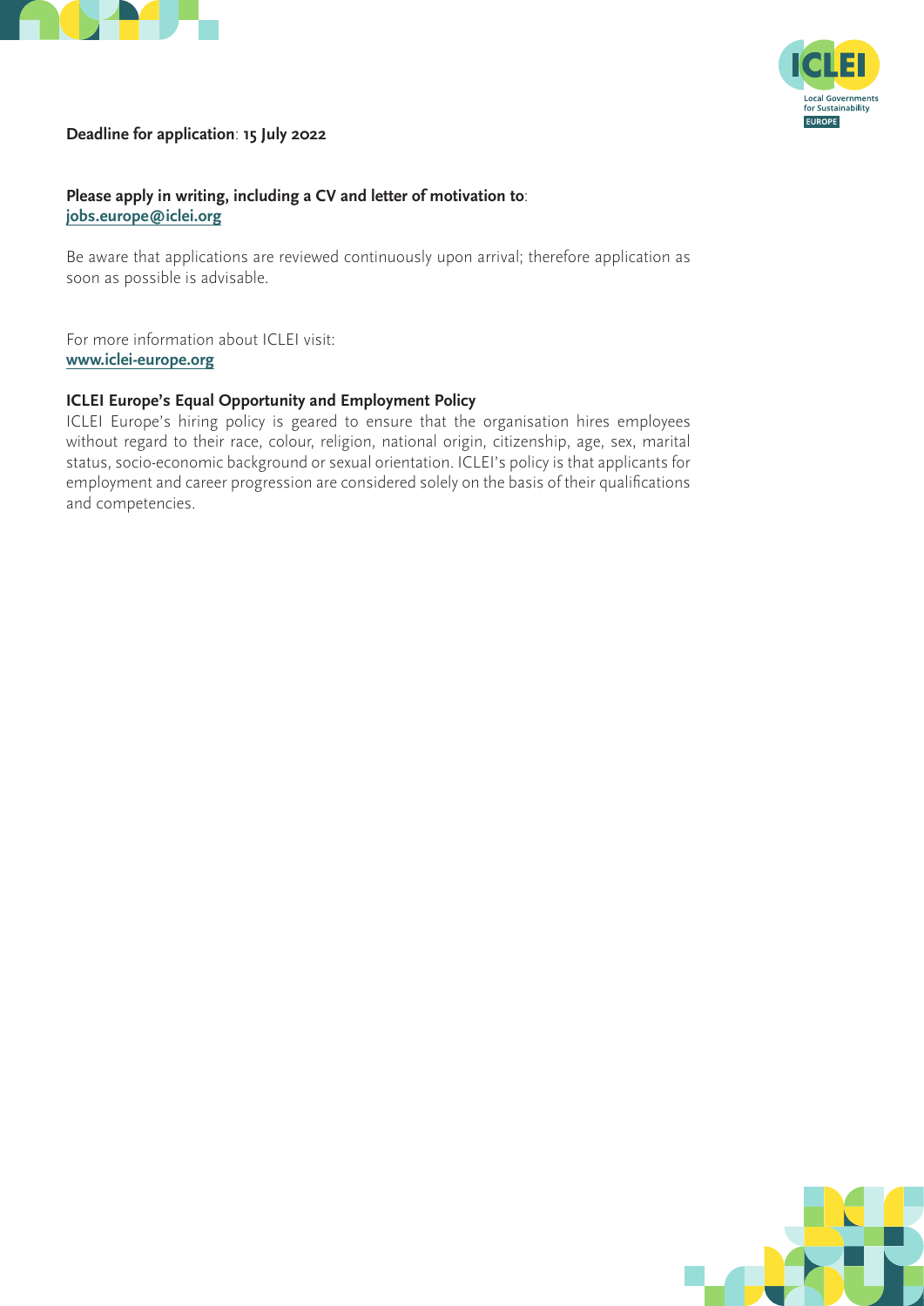**Deadline for application**: **15 July 2022**

**Please apply in writing, including a CV and letter of motivation to**:
**jobs.europe@iclei.org**

Be aware that applications are reviewed continuously upon arrival; therefore application as soon as possible is advisable.

For more information about ICLEI visit:
**www.iclei-europe.org**

**ICLEI Europe's Equal Opportunity and Employment Policy**

ICLEI Europe's hiring policy is geared to ensure that the organisation hires employees without regard to their race, colour, religion, national origin, citizenship, age, sex, marital status, socio-economic background or sexual orientation. ICLEI's policy is that applicants for employment and career progression are considered solely on the basis of their qualifications and competencies.